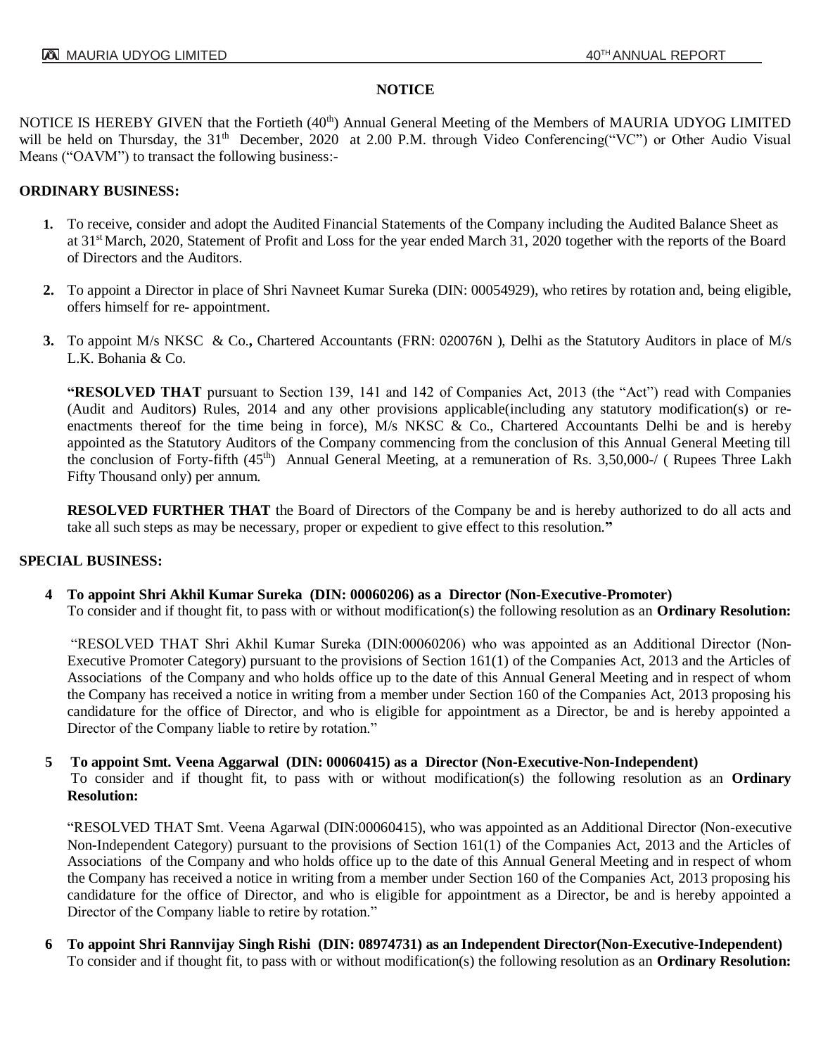# NOTICE

NOTICE IS HEREBY GIVEN that the Fortieth (40th) Annual General Meeting of the Members of MAURIA UDYOG LIMITED will be held on Thursday, the 31th December, 2020 at 2.00 P.M. through Video Conferencing("VC") or Other Audio Visual Means ("OAVM") to transact the following business:-

## ORDINARY BUSINESS:

1. To receive, consider and adopt the Audited Financial Statements of the Company including the Audited Balance Sheet as at 31st March, 2020, Statement of Profit and Loss for the year ended March 31, 2020 together with the reports of the Board of Directors and the Auditors.

2. To appoint a Director in place of Shri Navneet Kumar Sureka (DIN: 00054929), who retires by rotation and, being eligible, offers himself for re- appointment.

3. To appoint M/s NKSC & Co.**,** Chartered Accountants (FRN: 020076N ), Delhi as the Statutory Auditors in place of M/s L.K. Bohania & Co.

   **"RESOLVED THAT** pursuant to Section 139, 141 and 142 of Companies Act, 2013 (the "Act") read with Companies (Audit and Auditors) Rules, 2014 and any other provisions applicable(including any statutory modification(s) or re-enactments thereof for the time being in force), M/s NKSC & Co., Chartered Accountants Delhi be and is hereby appointed as the Statutory Auditors of the Company commencing from the conclusion of this Annual General Meeting till the conclusion of Forty-fifth (45th) Annual General Meeting, at a remuneration of Rs. 3,50,000-/ ( Rupees Three Lakh Fifty Thousand only) per annum.

   **RESOLVED FURTHER THAT** the Board of Directors of the Company be and is hereby authorized to do all acts and take all such steps as may be necessary, proper or expedient to give effect to this resolution.**"**

## SPECIAL BUSINESS:

**4 To appoint Shri Akhil Kumar Sureka (DIN: 00060206) as a Director (Non-Executive-Promoter)**
To consider and if thought fit, to pass with or without modification(s) the following resolution as an **Ordinary Resolution:**

"RESOLVED THAT Shri Akhil Kumar Sureka (DIN:00060206) who was appointed as an Additional Director (Non-Executive Promoter Category) pursuant to the provisions of Section 161(1) of the Companies Act, 2013 and the Articles of Associations of the Company and who holds office up to the date of this Annual General Meeting and in respect of whom the Company has received a notice in writing from a member under Section 160 of the Companies Act, 2013 proposing his candidature for the office of Director, and who is eligible for appointment as a Director, be and is hereby appointed a Director of the Company liable to retire by rotation."

**5 To appoint Smt. Veena Aggarwal (DIN: 00060415) as a Director (Non-Executive-Non-Independent)**
To consider and if thought fit, to pass with or without modification(s) the following resolution as an **Ordinary Resolution:**

"RESOLVED THAT Smt. Veena Agarwal (DIN:00060415), who was appointed as an Additional Director (Non-executive Non-Independent Category) pursuant to the provisions of Section 161(1) of the Companies Act, 2013 and the Articles of Associations of the Company and who holds office up to the date of this Annual General Meeting and in respect of whom the Company has received a notice in writing from a member under Section 160 of the Companies Act, 2013 proposing his candidature for the office of Director, and who is eligible for appointment as a Director, be and is hereby appointed a Director of the Company liable to retire by rotation."

**6 To appoint Shri Rannvijay Singh Rishi (DIN: 08974731) as an Independent Director(Non-Executive-Independent)**
To consider and if thought fit, to pass with or without modification(s) the following resolution as an **Ordinary Resolution:**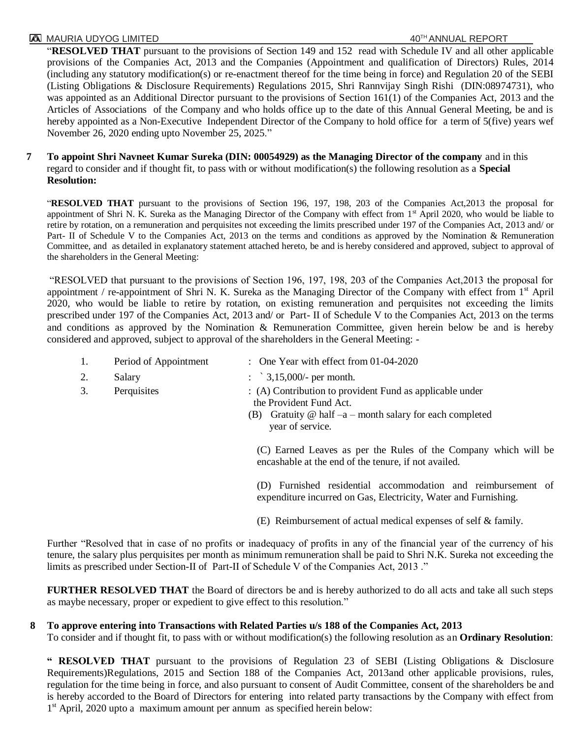"**RESOLVED THAT** pursuant to the provisions of Section 149 and 152 read with Schedule IV and all other applicable provisions of the Companies Act, 2013 and the Companies (Appointment and qualification of Directors) Rules, 2014 (including any statutory modification(s) or re-enactment thereof for the time being in force) and Regulation 20 of the SEBI (Listing Obligations & Disclosure Requirements) Regulations 2015, Shri Rannvijay Singh Rishi (DIN:08974731), who was appointed as an Additional Director pursuant to the provisions of Section 161(1) of the Companies Act, 2013 and the Articles of Associations of the Company and who holds office up to the date of this Annual General Meeting, be and is hereby appointed as a Non-Executive Independent Director of the Company to hold office for a term of 5(five) years wef November 26, 2020 ending upto November 25, 2025."

**7 To appoint Shri Navneet Kumar Sureka (DIN: 00054929) as the Managing Director of the company** and in this regard to consider and if thought fit, to pass with or without modification(s) the following resolution as a **Special Resolution:**

"**RESOLVED THAT** pursuant to the provisions of Section 196, 197, 198, 203 of the Companies Act,2013 the proposal for appointment of Shri N. K. Sureka as the Managing Director of the Company with effect from 1st April 2020, who would be liable to retire by rotation, on a remuneration and perquisites not exceeding the limits prescribed under 197 of the Companies Act, 2013 and/ or Part- II of Schedule V to the Companies Act, 2013 on the terms and conditions as approved by the Nomination & Remuneration Committee, and as detailed in explanatory statement attached hereto, be and is hereby considered and approved, subject to approval of the shareholders in the General Meeting:

"RESOLVED that pursuant to the provisions of Section 196, 197, 198, 203 of the Companies Act,2013 the proposal for appointment / re-appointment of Shri N. K. Sureka as the Managing Director of the Company with effect from 1st April 2020, who would be liable to retire by rotation, on existing remuneration and perquisites not exceeding the limits prescribed under 197 of the Companies Act, 2013 and/ or Part- II of Schedule V to the Companies Act, 2013 on the terms and conditions as approved by the Nomination & Remuneration Committee, given herein below be and is hereby considered and approved, subject to approval of the shareholders in the General Meeting: -

| | | |
|---|---|---|
| 1. | Period of Appointment | : One Year with effect from 01-04-2020 |
| 2. | Salary | : ` 3,15,000/- per month. |
| 3. | Perquisites | : (A) Contribution to provident Fund as applicable under the Provident Fund Act.<br>(B) Gratuity @ half –a – month salary for each completed year of service.<br>(C) Earned Leaves as per the Rules of the Company which will be encashable at the end of the tenure, if not availed.<br>(D) Furnished residential accommodation and reimbursement of expenditure incurred on Gas, Electricity, Water and Furnishing.<br>(E) Reimbursement of actual medical expenses of self & family. |

Further "Resolved that in case of no profits or inadequacy of profits in any of the financial year of the currency of his tenure, the salary plus perquisites per month as minimum remuneration shall be paid to Shri N.K. Sureka not exceeding the limits as prescribed under Section-II of Part-II of Schedule V of the Companies Act, 2013 ."

**FURTHER RESOLVED THAT** the Board of directors be and is hereby authorized to do all acts and take all such steps as maybe necessary, proper or expedient to give effect to this resolution."

**8 To approve entering into Transactions with Related Parties u/s 188 of the Companies Act, 2013**

To consider and if thought fit, to pass with or without modification(s) the following resolution as an **Ordinary Resolution**:

"**RESOLVED THAT** pursuant to the provisions of Regulation 23 of SEBI (Listing Obligations & Disclosure Requirements)Regulations, 2015 and Section 188 of the Companies Act, 2013and other applicable provisions, rules, regulation for the time being in force, and also pursuant to consent of Audit Committee, consent of the shareholders be and is hereby accorded to the Board of Directors for entering into related party transactions by the Company with effect from 1st April, 2020 upto a maximum amount per annum as specified herein below: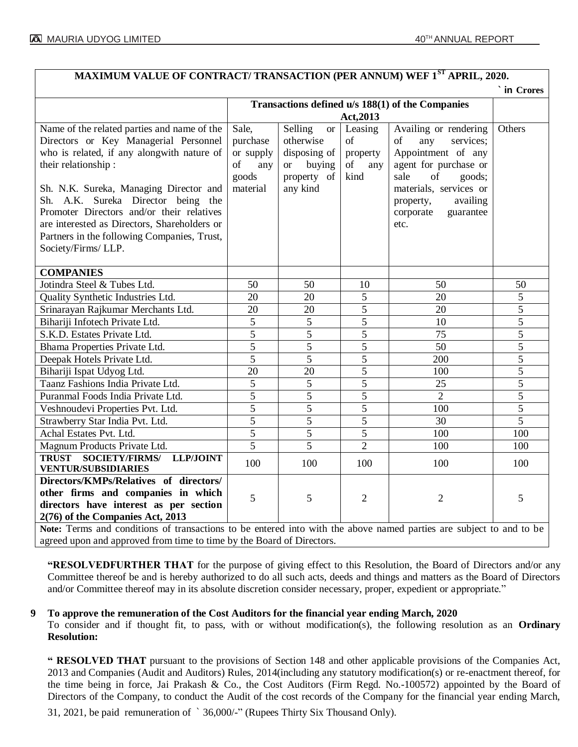| MAXIMUM VALUE OF CONTRACT/ TRANSACTION (PER ANNUM) WEF 1ST APRIL, 2020. | | | | | |
|---|---|---|---|---|---|
| | | | | | ` in Crores |
| | Transactions defined u/s 188(1) of the Companies Act,2013 | | | | |
| Name of the related parties and name of the Directors or Key Managerial Personnel who is related, if any alongwith nature of their relationship :<br><br>Sh. N.K. Sureka, Managing Director and Sh. A.K. Sureka Director being the Promoter Directors and/or their relatives are interested as Directors, Shareholders or Partners in the following Companies, Trust, Society/Firms/ LLP. | Sale, purchase or supply of any goods material | Selling or otherwise disposing of or buying property of any kind | Leasing of property of any kind | Availing or rendering of any services; Appointment of any agent for purchase or sale of goods; materials, services or property, availing corporate guarantee etc. | Others |
| **COMPANIES** | | | | | |
| Jotindra Steel & Tubes Ltd. | 50 | 50 | 10 | 50 | 50 |
| Quality Synthetic Industries Ltd. | 20 | 20 | 5 | 20 | 5 |
| Srinarayan Rajkumar Merchants Ltd. | 20 | 20 | 5 | 20 | 5 |
| Bihariji Infotech Private Ltd. | 5 | 5 | 5 | 10 | 5 |
| S.K.D. Estates Private Ltd. | 5 | 5 | 5 | 75 | 5 |
| Bhama Properties Private Ltd. | 5 | 5 | 5 | 50 | 5 |
| Deepak Hotels Private Ltd. | 5 | 5 | 5 | 200 | 5 |
| Bihariji Ispat Udyog Ltd. | 20 | 20 | 5 | 100 | 5 |
| Taanz Fashions India Private Ltd. | 5 | 5 | 5 | 25 | 5 |
| Puranmal Foods India Private Ltd. | 5 | 5 | 5 | 2 | 5 |
| Veshnoudevi Properties Pvt. Ltd. | 5 | 5 | 5 | 100 | 5 |
| Strawberry Star India Pvt. Ltd. | 5 | 5 | 5 | 30 | 5 |
| Achal Estates Pvt. Ltd. | 5 | 5 | 5 | 100 | 100 |
| Magnum Products Private Ltd. | 5 | 5 | 2 | 100 | 100 |
| **TRUST SOCIETY/FIRMS/ LLP/JOINT VENTUR/SUBSIDIARIES** | 100 | 100 | 100 | 100 | 100 |
| **Directors/KMPs/Relatives of directors/ other firms and companies in which directors have interest as per section 2(76) of the Companies Act, 2013** | 5 | 5 | 2 | 2 | 5 |

**Note:** Terms and conditions of transactions to be entered into with the above named parties are subject to and to be agreed upon and approved from time to time by the Board of Directors.

**"RESOLVEDFURTHER THAT** for the purpose of giving effect to this Resolution, the Board of Directors and/or any Committee thereof be and is hereby authorized to do all such acts, deeds and things and matters as the Board of Directors and/or Committee thereof may in its absolute discretion consider necessary, proper, expedient or appropriate."

**9 To approve the remuneration of the Cost Auditors for the financial year ending March, 2020**

To consider and if thought fit, to pass, with or without modification(s), the following resolution as an **Ordinary Resolution:**

**" RESOLVED THAT** pursuant to the provisions of Section 148 and other applicable provisions of the Companies Act, 2013 and Companies (Audit and Auditors) Rules, 2014(including any statutory modification(s) or re-enactment thereof, for the time being in force, Jai Prakash & Co., the Cost Auditors (Firm Regd. No.-100572) appointed by the Board of Directors of the Company, to conduct the Audit of the cost records of the Company for the financial year ending March, 31, 2021, be paid remuneration of ` 36,000/-" (Rupees Thirty Six Thousand Only).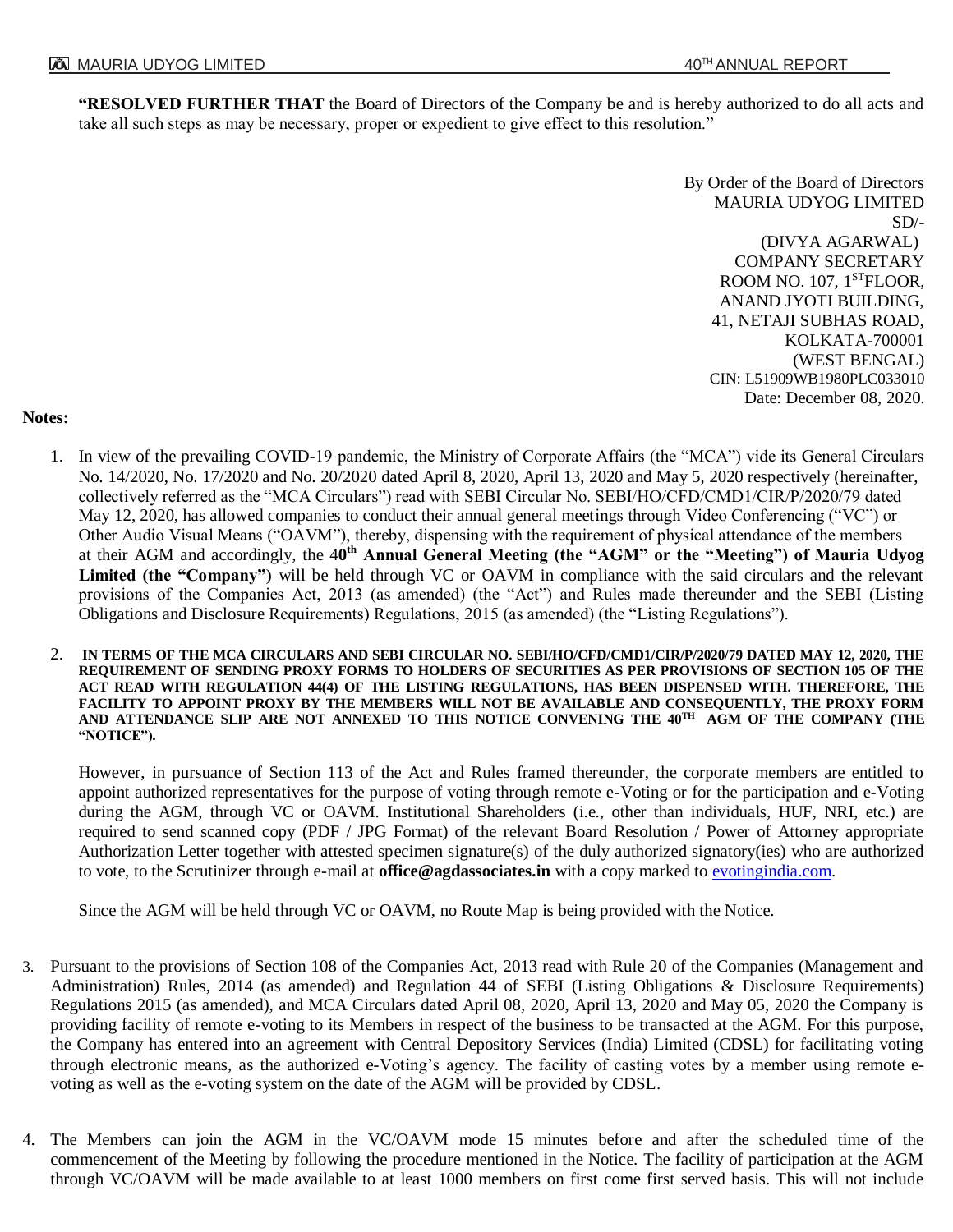**"RESOLVED FURTHER THAT** the Board of Directors of the Company be and is hereby authorized to do all acts and take all such steps as may be necessary, proper or expedient to give effect to this resolution."

By Order of the Board of Directors
MAURIA UDYOG LIMITED
SD/-
(DIVYA AGARWAL)
COMPANY SECRETARY
ROOM NO. 107, 1ST FLOOR,
ANAND JYOTI BUILDING,
41, NETAJI SUBHAS ROAD,
KOLKATA-700001
(WEST BENGAL)
CIN: L51909WB1980PLC033010
Date: December 08, 2020.

**Notes:**

1. In view of the prevailing COVID-19 pandemic, the Ministry of Corporate Affairs (the "MCA") vide its General Circulars No. 14/2020, No. 17/2020 and No. 20/2020 dated April 8, 2020, April 13, 2020 and May 5, 2020 respectively (hereinafter, collectively referred as the "MCA Circulars") read with SEBI Circular No. SEBI/HO/CFD/CMD1/CIR/P/2020/79 dated May 12, 2020, has allowed companies to conduct their annual general meetings through Video Conferencing ("VC") or Other Audio Visual Means ("OAVM"), thereby, dispensing with the requirement of physical attendance of the members at their AGM and accordingly, the **40th Annual General Meeting (the "AGM" or the "Meeting") of Mauria Udyog Limited (the "Company")** will be held through VC or OAVM in compliance with the said circulars and the relevant provisions of the Companies Act, 2013 (as amended) (the "Act") and Rules made thereunder and the SEBI (Listing Obligations and Disclosure Requirements) Regulations, 2015 (as amended) (the "Listing Regulations").

2. **IN TERMS OF THE MCA CIRCULARS AND SEBI CIRCULAR NO. SEBI/HO/CFD/CMD1/CIR/P/2020/79 DATED MAY 12, 2020, THE REQUIREMENT OF SENDING PROXY FORMS TO HOLDERS OF SECURITIES AS PER PROVISIONS OF SECTION 105 OF THE ACT READ WITH REGULATION 44(4) OF THE LISTING REGULATIONS, HAS BEEN DISPENSED WITH. THEREFORE, THE FACILITY TO APPOINT PROXY BY THE MEMBERS WILL NOT BE AVAILABLE AND CONSEQUENTLY, THE PROXY FORM AND ATTENDANCE SLIP ARE NOT ANNEXED TO THIS NOTICE CONVENING THE 40TH AGM OF THE COMPANY (THE "NOTICE").**

   However, in pursuance of Section 113 of the Act and Rules framed thereunder, the corporate members are entitled to appoint authorized representatives for the purpose of voting through remote e-Voting or for the participation and e-Voting during the AGM, through VC or OAVM. Institutional Shareholders (i.e., other than individuals, HUF, NRI, etc.) are required to send scanned copy (PDF / JPG Format) of the relevant Board Resolution / Power of Attorney appropriate Authorization Letter together with attested specimen signature(s) of the duly authorized signatory(ies) who are authorized to vote, to the Scrutinizer through e-mail at **office@agdassociates.in** with a copy marked to evotingindia.com.

   Since the AGM will be held through VC or OAVM, no Route Map is being provided with the Notice.

3. Pursuant to the provisions of Section 108 of the Companies Act, 2013 read with Rule 20 of the Companies (Management and Administration) Rules, 2014 (as amended) and Regulation 44 of SEBI (Listing Obligations & Disclosure Requirements) Regulations 2015 (as amended), and MCA Circulars dated April 08, 2020, April 13, 2020 and May 05, 2020 the Company is providing facility of remote e-voting to its Members in respect of the business to be transacted at the AGM. For this purpose, the Company has entered into an agreement with Central Depository Services (India) Limited (CDSL) for facilitating voting through electronic means, as the authorized e-Voting's agency. The facility of casting votes by a member using remote e-voting as well as the e-voting system on the date of the AGM will be provided by CDSL.

4. The Members can join the AGM in the VC/OAVM mode 15 minutes before and after the scheduled time of the commencement of the Meeting by following the procedure mentioned in the Notice. The facility of participation at the AGM through VC/OAVM will be made available to at least 1000 members on first come first served basis. This will not include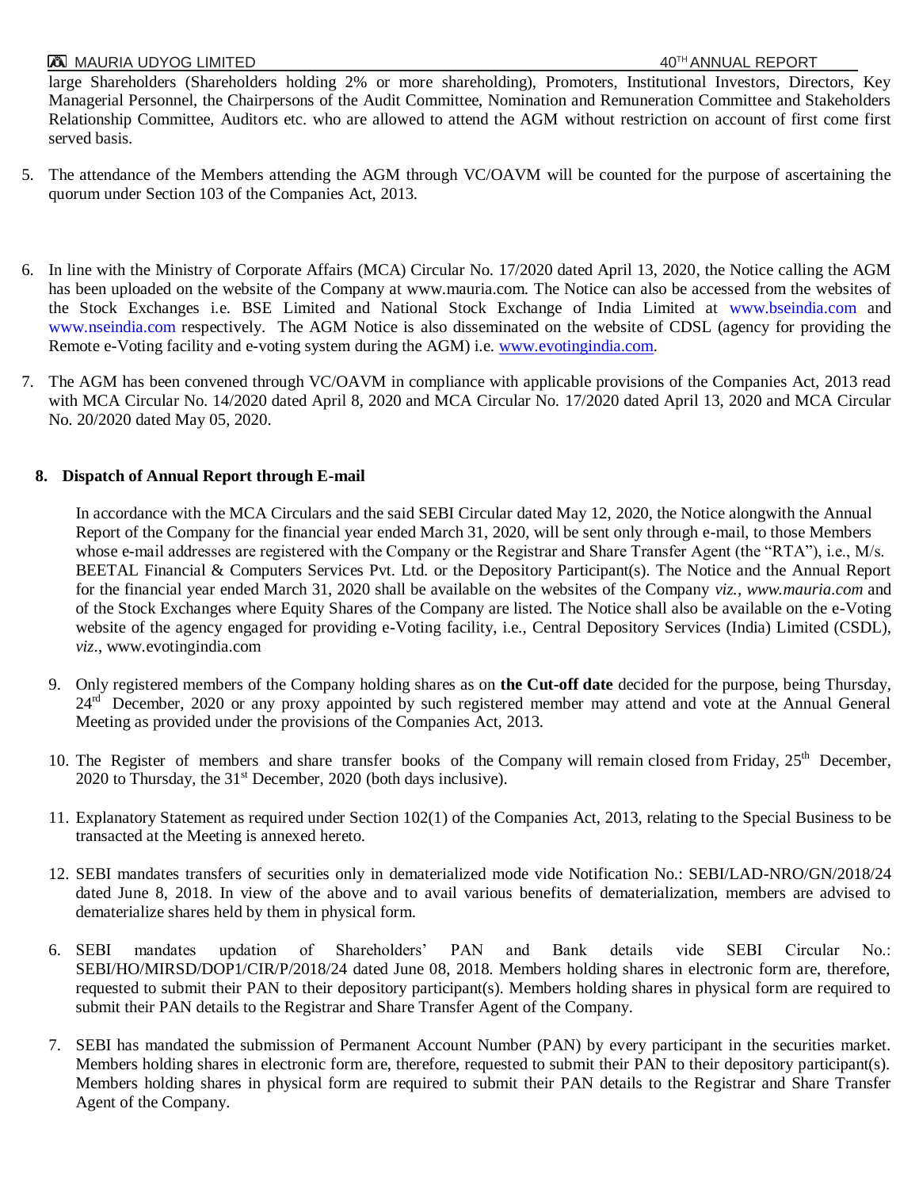large Shareholders (Shareholders holding 2% or more shareholding), Promoters, Institutional Investors, Directors, Key Managerial Personnel, the Chairpersons of the Audit Committee, Nomination and Remuneration Committee and Stakeholders Relationship Committee, Auditors etc. who are allowed to attend the AGM without restriction on account of first come first served basis.

5. The attendance of the Members attending the AGM through VC/OAVM will be counted for the purpose of ascertaining the quorum under Section 103 of the Companies Act, 2013.

6. In line with the Ministry of Corporate Affairs (MCA) Circular No. 17/2020 dated April 13, 2020, the Notice calling the AGM has been uploaded on the website of the Company at www.mauria.com. The Notice can also be accessed from the websites of the Stock Exchanges i.e. BSE Limited and National Stock Exchange of India Limited at www.bseindia.com and www.nseindia.com respectively. The AGM Notice is also disseminated on the website of CDSL (agency for providing the Remote e-Voting facility and e-voting system during the AGM) i.e. www.evotingindia.com.

7. The AGM has been convened through VC/OAVM in compliance with applicable provisions of the Companies Act, 2013 read with MCA Circular No. 14/2020 dated April 8, 2020 and MCA Circular No. 17/2020 dated April 13, 2020 and MCA Circular No. 20/2020 dated May 05, 2020.

**8. Dispatch of Annual Report through E-mail**

In accordance with the MCA Circulars and the said SEBI Circular dated May 12, 2020, the Notice alongwith the Annual Report of the Company for the financial year ended March 31, 2020, will be sent only through e-mail, to those Members whose e-mail addresses are registered with the Company or the Registrar and Share Transfer Agent (the "RTA"), i.e., M/s. BEETAL Financial & Computers Services Pvt. Ltd. or the Depository Participant(s). The Notice and the Annual Report for the financial year ended March 31, 2020 shall be available on the websites of the Company *viz., www.mauria.com* and of the Stock Exchanges where Equity Shares of the Company are listed. The Notice shall also be available on the e-Voting website of the agency engaged for providing e-Voting facility, i.e., Central Depository Services (India) Limited (CSDL), *viz*., www.evotingindia.com

9. Only registered members of the Company holding shares as on **the Cut-off date** decided for the purpose, being Thursday, 24rd December, 2020 or any proxy appointed by such registered member may attend and vote at the Annual General Meeting as provided under the provisions of the Companies Act, 2013.

10. The Register of members and share transfer books of the Company will remain closed from Friday, 25th December, 2020 to Thursday, the 31st December, 2020 (both days inclusive).

11. Explanatory Statement as required under Section 102(1) of the Companies Act, 2013, relating to the Special Business to be transacted at the Meeting is annexed hereto.

12. SEBI mandates transfers of securities only in dematerialized mode vide Notification No.: SEBI/LAD-NRO/GN/2018/24 dated June 8, 2018. In view of the above and to avail various benefits of dematerialization, members are advised to dematerialize shares held by them in physical form.

6. SEBI mandates updation of Shareholders' PAN and Bank details vide SEBI Circular No.: SEBI/HO/MIRSD/DOP1/CIR/P/2018/24 dated June 08, 2018. Members holding shares in electronic form are, therefore, requested to submit their PAN to their depository participant(s). Members holding shares in physical form are required to submit their PAN details to the Registrar and Share Transfer Agent of the Company.

7. SEBI has mandated the submission of Permanent Account Number (PAN) by every participant in the securities market. Members holding shares in electronic form are, therefore, requested to submit their PAN to their depository participant(s). Members holding shares in physical form are required to submit their PAN details to the Registrar and Share Transfer Agent of the Company.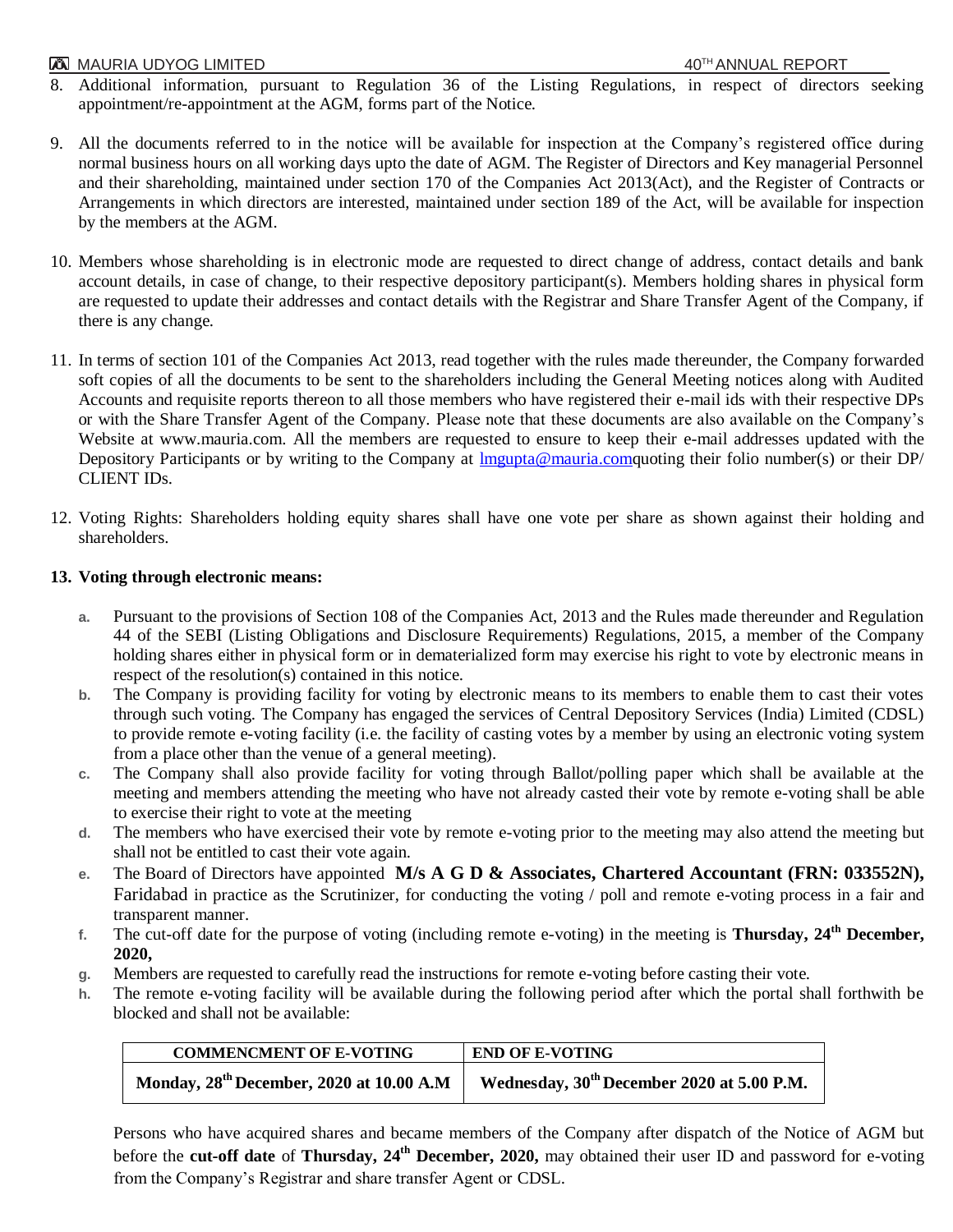8. Additional information, pursuant to Regulation 36 of the Listing Regulations, in respect of directors seeking appointment/re-appointment at the AGM, forms part of the Notice.

9. All the documents referred to in the notice will be available for inspection at the Company's registered office during normal business hours on all working days upto the date of AGM. The Register of Directors and Key managerial Personnel and their shareholding, maintained under section 170 of the Companies Act 2013(Act), and the Register of Contracts or Arrangements in which directors are interested, maintained under section 189 of the Act, will be available for inspection by the members at the AGM.

10. Members whose shareholding is in electronic mode are requested to direct change of address, contact details and bank account details, in case of change, to their respective depository participant(s). Members holding shares in physical form are requested to update their addresses and contact details with the Registrar and Share Transfer Agent of the Company, if there is any change.

11. In terms of section 101 of the Companies Act 2013, read together with the rules made thereunder, the Company forwarded soft copies of all the documents to be sent to the shareholders including the General Meeting notices along with Audited Accounts and requisite reports thereon to all those members who have registered their e-mail ids with their respective DPs or with the Share Transfer Agent of the Company. Please note that these documents are also available on the Company's Website at www.mauria.com. All the members are requested to ensure to keep their e-mail addresses updated with the Depository Participants or by writing to the Company at lmgupta@mauria.comquoting their folio number(s) or their DP/ CLIENT IDs.

12. Voting Rights: Shareholders holding equity shares shall have one vote per share as shown against their holding and shareholders.

**13. Voting through electronic means:**

a. Pursuant to the provisions of Section 108 of the Companies Act, 2013 and the Rules made thereunder and Regulation 44 of the SEBI (Listing Obligations and Disclosure Requirements) Regulations, 2015, a member of the Company holding shares either in physical form or in dematerialized form may exercise his right to vote by electronic means in respect of the resolution(s) contained in this notice.

b. The Company is providing facility for voting by electronic means to its members to enable them to cast their votes through such voting. The Company has engaged the services of Central Depository Services (India) Limited (CDSL) to provide remote e-voting facility (i.e. the facility of casting votes by a member by using an electronic voting system from a place other than the venue of a general meeting).

c. The Company shall also provide facility for voting through Ballot/polling paper which shall be available at the meeting and members attending the meeting who have not already casted their vote by remote e-voting shall be able to exercise their right to vote at the meeting

d. The members who have exercised their vote by remote e-voting prior to the meeting may also attend the meeting but shall not be entitled to cast their vote again.

e. The Board of Directors have appointed **M/s A G D & Associates, Chartered Accountant (FRN: 033552N),** Faridabad in practice as the Scrutinizer, for conducting the voting / poll and remote e-voting process in a fair and transparent manner.

f. The cut-off date for the purpose of voting (including remote e-voting) in the meeting is **Thursday, 24th December, 2020,**

g. Members are requested to carefully read the instructions for remote e-voting before casting their vote.

h. The remote e-voting facility will be available during the following period after which the portal shall forthwith be blocked and shall not be available:

| COMMENCMENT OF E-VOTING | END OF E-VOTING |
|---|---|
| **Monday, 28th December, 2020 at 10.00 A.M** | **Wednesday, 30th December 2020 at 5.00 P.M.** |

Persons who have acquired shares and became members of the Company after dispatch of the Notice of AGM but before the **cut-off date** of **Thursday, 24th December, 2020,** may obtained their user ID and password for e-voting from the Company's Registrar and share transfer Agent or CDSL.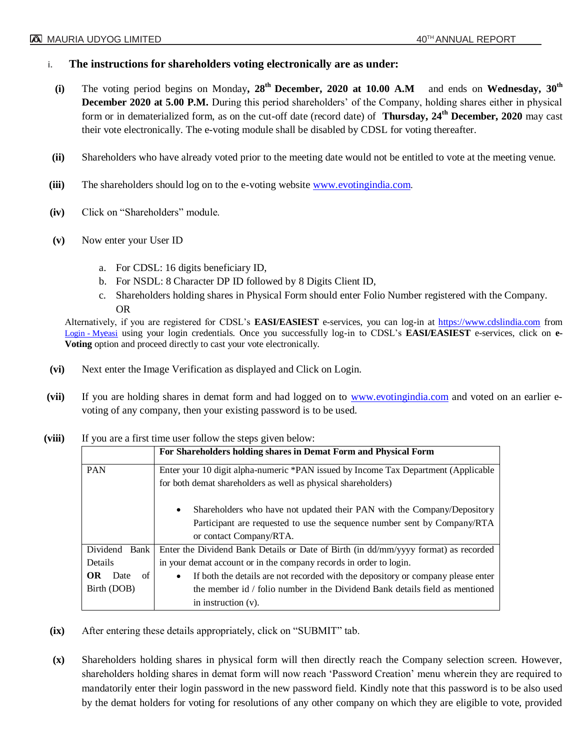i. **The instructions for shareholders voting electronically are as under:**

**(i)** The voting period begins on Monday**, 28th December, 2020 at 10.00 A.M** and ends on **Wednesday, 30th December 2020 at 5.00 P.M.** During this period shareholders' of the Company, holding shares either in physical form or in dematerialized form, as on the cut-off date (record date) of **Thursday, 24th December, 2020** may cast their vote electronically. The e-voting module shall be disabled by CDSL for voting thereafter.

**(ii)** Shareholders who have already voted prior to the meeting date would not be entitled to vote at the meeting venue.

**(iii)** The shareholders should log on to the e-voting website www.evotingindia.com.

**(iv)** Click on "Shareholders" module.

**(v)** Now enter your User ID

a. For CDSL: 16 digits beneficiary ID,
b. For NSDL: 8 Character DP ID followed by 8 Digits Client ID,
c. Shareholders holding shares in Physical Form should enter Folio Number registered with the Company.
OR

Alternatively, if you are registered for CDSL's **EASI/EASIEST** e-services, you can log-in at https://www.cdslindia.com from Login - Myeasi using your login credentials. Once you successfully log-in to CDSL's **EASI/EASIEST** e-services, click on **e-Voting** option and proceed directly to cast your vote electronically.

**(vi)** Next enter the Image Verification as displayed and Click on Login.

**(vii)** If you are holding shares in demat form and had logged on to www.evotingindia.com and voted on an earlier e-voting of any company, then your existing password is to be used.

**(viii)** If you are a first time user follow the steps given below:

| | **For Shareholders holding shares in Demat Form and Physical Form** |
|---|---|
| PAN | Enter your 10 digit alpha-numeric *PAN issued by Income Tax Department (Applicable for both demat shareholders as well as physical shareholders)<br><br>• Shareholders who have not updated their PAN with the Company/Depository Participant are requested to use the sequence number sent by Company/RTA or contact Company/RTA. |
| Dividend Bank Details **OR** Date of Birth (DOB) | Enter the Dividend Bank Details or Date of Birth (in dd/mm/yyyy format) as recorded in your demat account or in the company records in order to login.<br>• If both the details are not recorded with the depository or company please enter the member id / folio number in the Dividend Bank details field as mentioned in instruction (v). |

**(ix)** After entering these details appropriately, click on "SUBMIT" tab.

**(x)** Shareholders holding shares in physical form will then directly reach the Company selection screen. However, shareholders holding shares in demat form will now reach 'Password Creation' menu wherein they are required to mandatorily enter their login password in the new password field. Kindly note that this password is to be also used by the demat holders for voting for resolutions of any other company on which they are eligible to vote, provided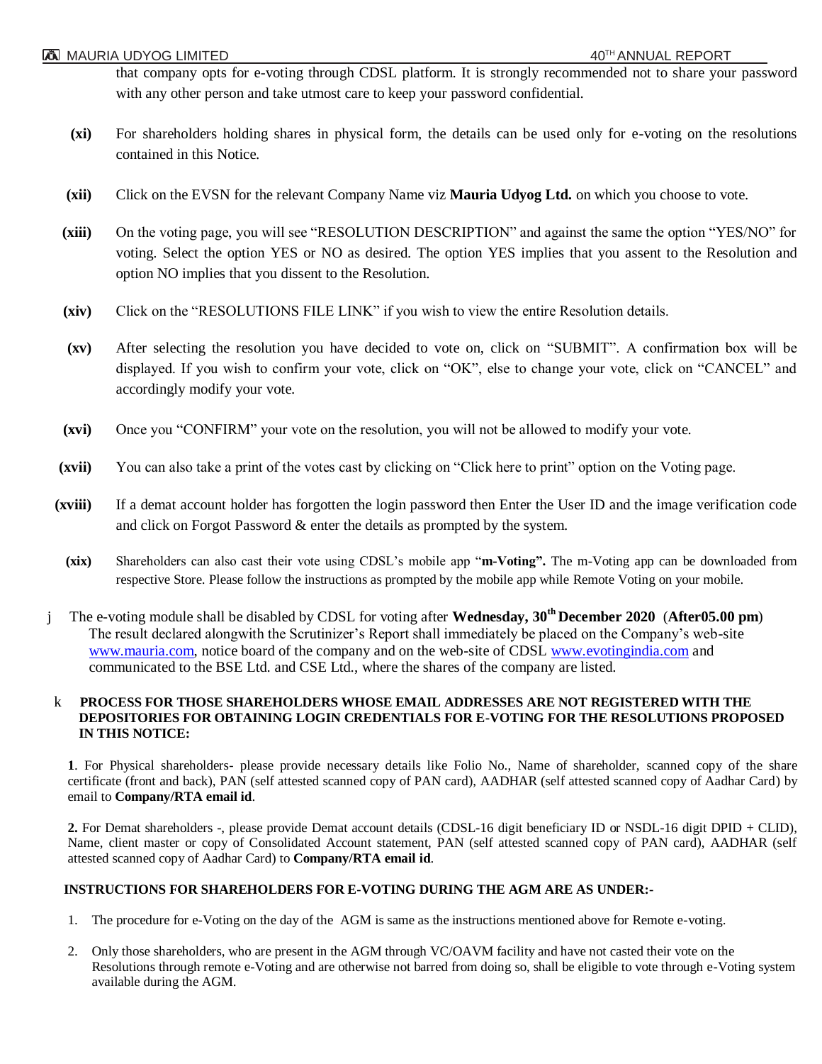that company opts for e-voting through CDSL platform. It is strongly recommended not to share your password with any other person and take utmost care to keep your password confidential.

**(xi)** For shareholders holding shares in physical form, the details can be used only for e-voting on the resolutions contained in this Notice.

**(xii)** Click on the EVSN for the relevant Company Name viz **Mauria Udyog Ltd.** on which you choose to vote.

**(xiii)** On the voting page, you will see "RESOLUTION DESCRIPTION" and against the same the option "YES/NO" for voting. Select the option YES or NO as desired. The option YES implies that you assent to the Resolution and option NO implies that you dissent to the Resolution.

**(xiv)** Click on the "RESOLUTIONS FILE LINK" if you wish to view the entire Resolution details.

**(xv)** After selecting the resolution you have decided to vote on, click on "SUBMIT". A confirmation box will be displayed. If you wish to confirm your vote, click on "OK", else to change your vote, click on "CANCEL" and accordingly modify your vote.

**(xvi)** Once you "CONFIRM" your vote on the resolution, you will not be allowed to modify your vote.

**(xvii)** You can also take a print of the votes cast by clicking on "Click here to print" option on the Voting page.

**(xviii)** If a demat account holder has forgotten the login password then Enter the User ID and the image verification code and click on Forgot Password & enter the details as prompted by the system.

**(xix)** Shareholders can also cast their vote using CDSL's mobile app "**m-Voting".** The m-Voting app can be downloaded from respective Store. Please follow the instructions as prompted by the mobile app while Remote Voting on your mobile.

j The e-voting module shall be disabled by CDSL for voting after **Wednesday, 30th December 2020** (**After05.00 pm**) The result declared alongwith the Scrutinizer's Report shall immediately be placed on the Company's web-site www.mauria.com, notice board of the company and on the web-site of CDSL www.evotingindia.com and communicated to the BSE Ltd. and CSE Ltd., where the shares of the company are listed.

k **PROCESS FOR THOSE SHAREHOLDERS WHOSE EMAIL ADDRESSES ARE NOT REGISTERED WITH THE DEPOSITORIES FOR OBTAINING LOGIN CREDENTIALS FOR E-VOTING FOR THE RESOLUTIONS PROPOSED IN THIS NOTICE:**

**1**. For Physical shareholders- please provide necessary details like Folio No., Name of shareholder, scanned copy of the share certificate (front and back), PAN (self attested scanned copy of PAN card), AADHAR (self attested scanned copy of Aadhar Card) by email to **Company/RTA email id**.

**2.** For Demat shareholders -, please provide Demat account details (CDSL-16 digit beneficiary ID or NSDL-16 digit DPID + CLID), Name, client master or copy of Consolidated Account statement, PAN (self attested scanned copy of PAN card), AADHAR (self attested scanned copy of Aadhar Card) to **Company/RTA email id**.

**INSTRUCTIONS FOR SHAREHOLDERS FOR E-VOTING DURING THE AGM ARE AS UNDER:-**

1. The procedure for e-Voting on the day of the AGM is same as the instructions mentioned above for Remote e-voting.
2. Only those shareholders, who are present in the AGM through VC/OAVM facility and have not casted their vote on the Resolutions through remote e-Voting and are otherwise not barred from doing so, shall be eligible to vote through e-Voting system available during the AGM.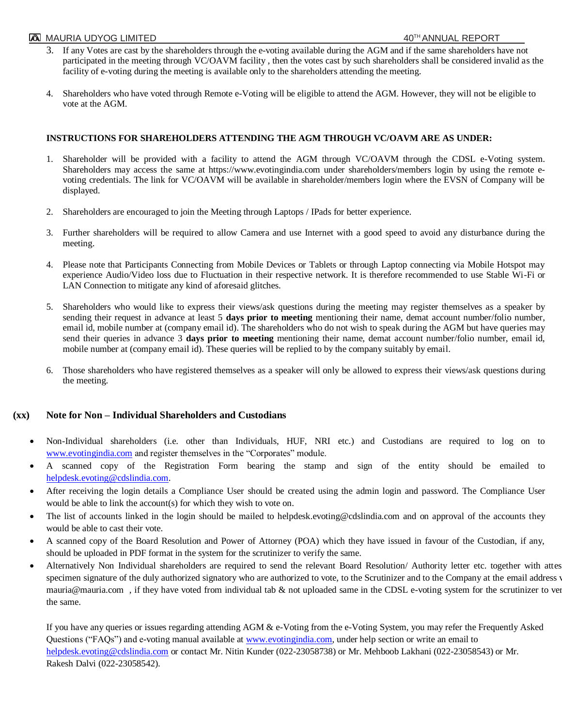3. If any Votes are cast by the shareholders through the e-voting available during the AGM and if the same shareholders have not participated in the meeting through VC/OAVM facility , then the votes cast by such shareholders shall be considered invalid as the facility of e-voting during the meeting is available only to the shareholders attending the meeting.

4. Shareholders who have voted through Remote e-Voting will be eligible to attend the AGM. However, they will not be eligible to vote at the AGM.

**INSTRUCTIONS FOR SHAREHOLDERS ATTENDING THE AGM THROUGH VC/OAVM ARE AS UNDER:**

1. Shareholder will be provided with a facility to attend the AGM through VC/OAVM through the CDSL e-Voting system. Shareholders may access the same at https://www.evotingindia.com under shareholders/members login by using the remote e-voting credentials. The link for VC/OAVM will be available in shareholder/members login where the EVSN of Company will be displayed.

2. Shareholders are encouraged to join the Meeting through Laptops / IPads for better experience.

3. Further shareholders will be required to allow Camera and use Internet with a good speed to avoid any disturbance during the meeting.

4. Please note that Participants Connecting from Mobile Devices or Tablets or through Laptop connecting via Mobile Hotspot may experience Audio/Video loss due to Fluctuation in their respective network. It is therefore recommended to use Stable Wi-Fi or LAN Connection to mitigate any kind of aforesaid glitches.

5. Shareholders who would like to express their views/ask questions during the meeting may register themselves as a speaker by sending their request in advance at least 5 **days prior to meeting** mentioning their name, demat account number/folio number, email id, mobile number at (company email id). The shareholders who do not wish to speak during the AGM but have queries may send their queries in advance 3 **days prior to meeting** mentioning their name, demat account number/folio number, email id, mobile number at (company email id). These queries will be replied to by the company suitably by email.

6. Those shareholders who have registered themselves as a speaker will only be allowed to express their views/ask questions during the meeting.

## (xx) Note for Non – Individual Shareholders and Custodians

- Non-Individual shareholders (i.e. other than Individuals, HUF, NRI etc.) and Custodians are required to log on to www.evotingindia.com and register themselves in the "Corporates" module.
- A scanned copy of the Registration Form bearing the stamp and sign of the entity should be emailed to helpdesk.evoting@cdslindia.com.
- After receiving the login details a Compliance User should be created using the admin login and password. The Compliance User would be able to link the account(s) for which they wish to vote on.
- The list of accounts linked in the login should be mailed to helpdesk.evoting@cdslindia.com and on approval of the accounts they would be able to cast their vote.
- A scanned copy of the Board Resolution and Power of Attorney (POA) which they have issued in favour of the Custodian, if any, should be uploaded in PDF format in the system for the scrutinizer to verify the same.
- Alternatively Non Individual shareholders are required to send the relevant Board Resolution/ Authority letter etc. together with attes specimen signature of the duly authorized signatory who are authorized to vote, to the Scrutinizer and to the Company at the email address v mauria@mauria.com , if they have voted from individual tab & not uploaded same in the CDSL e-voting system for the scrutinizer to ver the same.

If you have any queries or issues regarding attending AGM & e-Voting from the e-Voting System, you may refer the Frequently Asked Questions ("FAQs") and e-voting manual available at www.evotingindia.com, under help section or write an email to helpdesk.evoting@cdslindia.com or contact Mr. Nitin Kunder (022-23058738) or Mr. Mehboob Lakhani (022-23058543) or Mr. Rakesh Dalvi (022-23058542).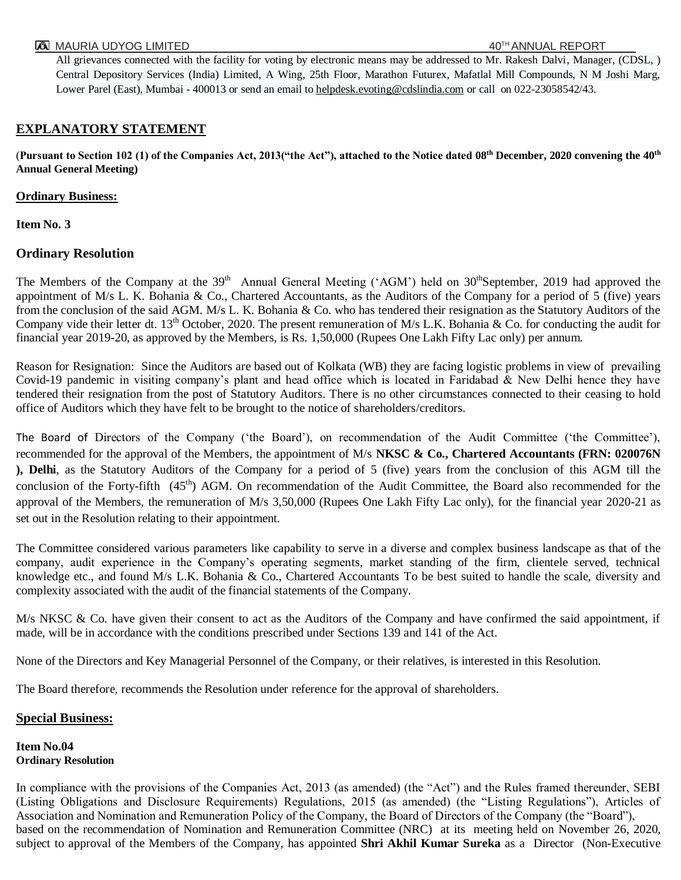All grievances connected with the facility for voting by electronic means may be addressed to Mr. Rakesh Dalvi, Manager, (CDSL, ) Central Depository Services (India) Limited, A Wing, 25th Floor, Marathon Futurex, Mafatlal Mill Compounds, N M Joshi Marg, Lower Parel (East), Mumbai - 400013 or send an email to helpdesk.evoting@cdslindia.com or call on 022-23058542/43.

## EXPLANATORY STATEMENT

**(Pursuant to Section 102 (1) of the Companies Act, 2013("the Act"), attached to the Notice dated 08th December, 2020 convening the 40th Annual General Meeting)**

**Ordinary Business:**

**Item No. 3**

### Ordinary Resolution

The Members of the Company at the 39th Annual General Meeting ('AGM') held on 30thSeptember, 2019 had approved the appointment of M/s L. K. Bohania & Co., Chartered Accountants, as the Auditors of the Company for a period of 5 (five) years from the conclusion of the said AGM. M/s L. K. Bohania & Co. who has tendered their resignation as the Statutory Auditors of the Company vide their letter dt. 13th October, 2020. The present remuneration of M/s L.K. Bohania & Co. for conducting the audit for financial year 2019-20, as approved by the Members, is Rs. 1,50,000 (Rupees One Lakh Fifty Lac only) per annum.

Reason for Resignation: Since the Auditors are based out of Kolkata (WB) they are facing logistic problems in view of prevailing Covid-19 pandemic in visiting company's plant and head office which is located in Faridabad & New Delhi hence they have tendered their resignation from the post of Statutory Auditors. There is no other circumstances connected to their ceasing to hold office of Auditors which they have felt to be brought to the notice of shareholders/creditors.

The Board of Directors of the Company ('the Board'), on recommendation of the Audit Committee ('the Committee'), recommended for the approval of the Members, the appointment of M/s **NKSC & Co., Chartered Accountants (FRN: 020076N ), Delhi**, as the Statutory Auditors of the Company for a period of 5 (five) years from the conclusion of this AGM till the conclusion of the Forty-fifth (45th) AGM. On recommendation of the Audit Committee, the Board also recommended for the approval of the Members, the remuneration of M/s 3,50,000 (Rupees One Lakh Fifty Lac only), for the financial year 2020-21 as set out in the Resolution relating to their appointment.

The Committee considered various parameters like capability to serve in a diverse and complex business landscape as that of the company, audit experience in the Company's operating segments, market standing of the firm, clientele served, technical knowledge etc., and found M/s L.K. Bohania & Co., Chartered Accountants To be best suited to handle the scale, diversity and complexity associated with the audit of the financial statements of the Company.

M/s NKSC & Co. have given their consent to act as the Auditors of the Company and have confirmed the said appointment, if made, will be in accordance with the conditions prescribed under Sections 139 and 141 of the Act.

None of the Directors and Key Managerial Personnel of the Company, or their relatives, is interested in this Resolution.

The Board therefore, recommends the Resolution under reference for the approval of shareholders.

**Special Business:**

**Item No.04**
**Ordinary Resolution**

In compliance with the provisions of the Companies Act, 2013 (as amended) (the "Act") and the Rules framed thereunder, SEBI (Listing Obligations and Disclosure Requirements) Regulations, 2015 (as amended) (the "Listing Regulations"), Articles of Association and Nomination and Remuneration Policy of the Company, the Board of Directors of the Company (the "Board"), based on the recommendation of Nomination and Remuneration Committee (NRC) at its meeting held on November 26, 2020, subject to approval of the Members of the Company, has appointed **Shri Akhil Kumar Sureka** as a Director (Non-Executive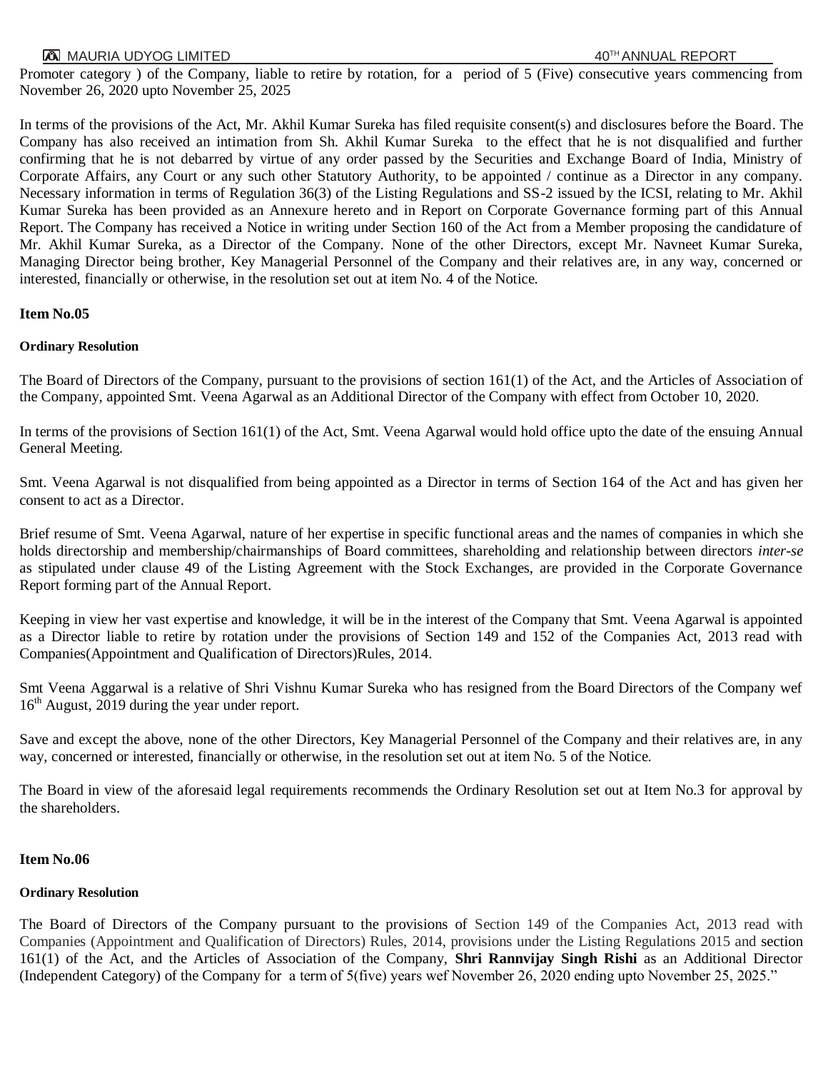Promoter category ) of the Company, liable to retire by rotation, for a period of 5 (Five) consecutive years commencing from November 26, 2020 upto November 25, 2025

In terms of the provisions of the Act, Mr. Akhil Kumar Sureka has filed requisite consent(s) and disclosures before the Board. The Company has also received an intimation from Sh. Akhil Kumar Sureka to the effect that he is not disqualified and further confirming that he is not debarred by virtue of any order passed by the Securities and Exchange Board of India, Ministry of Corporate Affairs, any Court or any such other Statutory Authority, to be appointed / continue as a Director in any company. Necessary information in terms of Regulation 36(3) of the Listing Regulations and SS-2 issued by the ICSI, relating to Mr. Akhil Kumar Sureka has been provided as an Annexure hereto and in Report on Corporate Governance forming part of this Annual Report. The Company has received a Notice in writing under Section 160 of the Act from a Member proposing the candidature of Mr. Akhil Kumar Sureka, as a Director of the Company. None of the other Directors, except Mr. Navneet Kumar Sureka, Managing Director being brother, Key Managerial Personnel of the Company and their relatives are, in any way, concerned or interested, financially or otherwise, in the resolution set out at item No. 4 of the Notice.

**Item No.05**

**Ordinary Resolution**

The Board of Directors of the Company, pursuant to the provisions of section 161(1) of the Act, and the Articles of Association of the Company, appointed Smt. Veena Agarwal as an Additional Director of the Company with effect from October 10, 2020.

In terms of the provisions of Section 161(1) of the Act, Smt. Veena Agarwal would hold office upto the date of the ensuing Annual General Meeting.

Smt. Veena Agarwal is not disqualified from being appointed as a Director in terms of Section 164 of the Act and has given her consent to act as a Director.

Brief resume of Smt. Veena Agarwal, nature of her expertise in specific functional areas and the names of companies in which she holds directorship and membership/chairmanships of Board committees, shareholding and relationship between directors *inter-se* as stipulated under clause 49 of the Listing Agreement with the Stock Exchanges, are provided in the Corporate Governance Report forming part of the Annual Report.

Keeping in view her vast expertise and knowledge, it will be in the interest of the Company that Smt. Veena Agarwal is appointed as a Director liable to retire by rotation under the provisions of Section 149 and 152 of the Companies Act, 2013 read with Companies(Appointment and Qualification of Directors)Rules, 2014.

Smt Veena Aggarwal is a relative of Shri Vishnu Kumar Sureka who has resigned from the Board Directors of the Company wef 16th August, 2019 during the year under report.

Save and except the above, none of the other Directors, Key Managerial Personnel of the Company and their relatives are, in any way, concerned or interested, financially or otherwise, in the resolution set out at item No. 5 of the Notice.

The Board in view of the aforesaid legal requirements recommends the Ordinary Resolution set out at Item No.3 for approval by the shareholders.

**Item No.06**

**Ordinary Resolution**

The Board of Directors of the Company pursuant to the provisions of Section 149 of the Companies Act, 2013 read with Companies (Appointment and Qualification of Directors) Rules, 2014, provisions under the Listing Regulations 2015 and section 161(1) of the Act, and the Articles of Association of the Company, **Shri Rannvijay Singh Rishi** as an Additional Director (Independent Category) of the Company for a term of 5(five) years wef November 26, 2020 ending upto November 25, 2025."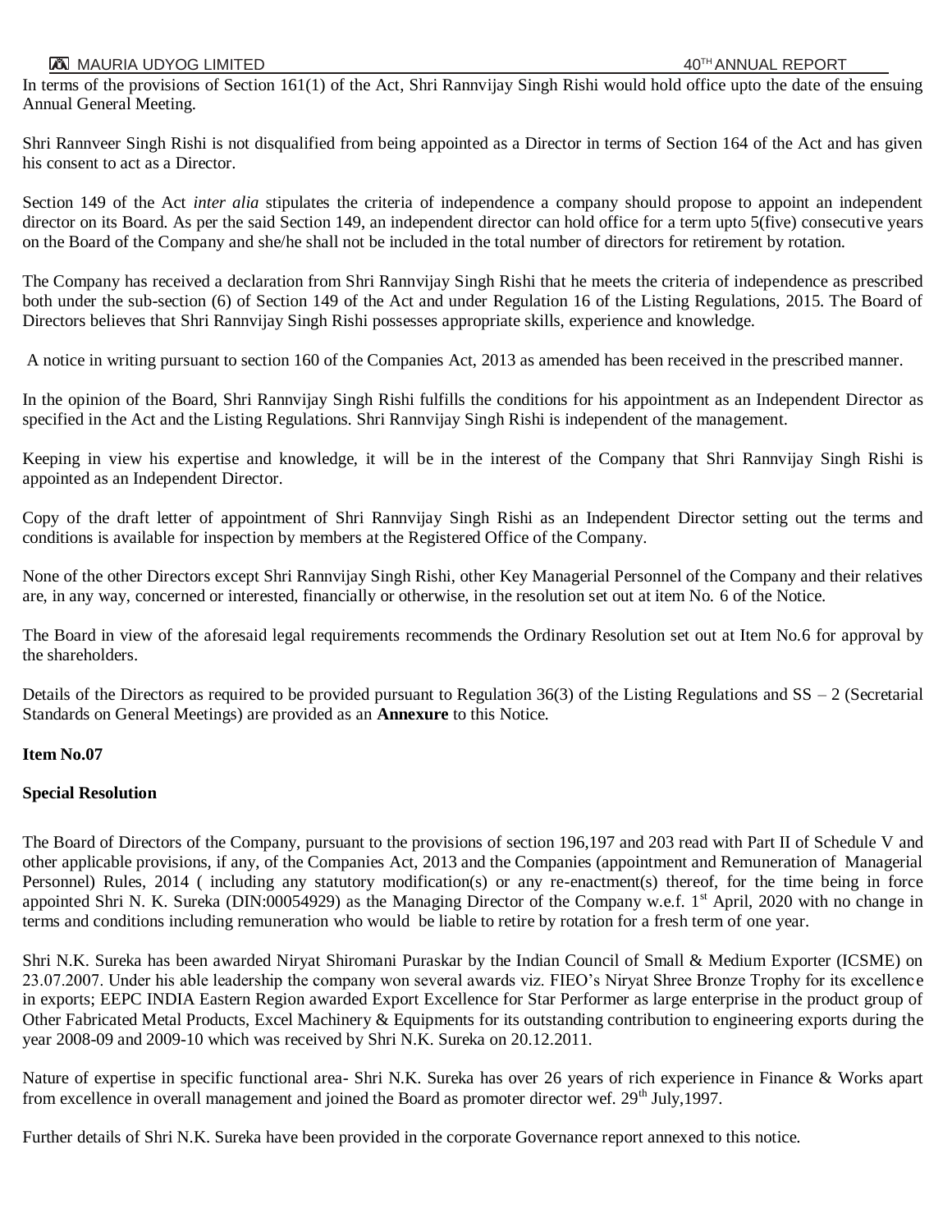In terms of the provisions of Section 161(1) of the Act, Shri Rannvijay Singh Rishi would hold office upto the date of the ensuing Annual General Meeting.

Shri Rannveer Singh Rishi is not disqualified from being appointed as a Director in terms of Section 164 of the Act and has given his consent to act as a Director.

Section 149 of the Act *inter alia* stipulates the criteria of independence a company should propose to appoint an independent director on its Board. As per the said Section 149, an independent director can hold office for a term upto 5(five) consecutive years on the Board of the Company and she/he shall not be included in the total number of directors for retirement by rotation.

The Company has received a declaration from Shri Rannvijay Singh Rishi that he meets the criteria of independence as prescribed both under the sub-section (6) of Section 149 of the Act and under Regulation 16 of the Listing Regulations, 2015. The Board of Directors believes that Shri Rannvijay Singh Rishi possesses appropriate skills, experience and knowledge.

A notice in writing pursuant to section 160 of the Companies Act, 2013 as amended has been received in the prescribed manner.

In the opinion of the Board, Shri Rannvijay Singh Rishi fulfills the conditions for his appointment as an Independent Director as specified in the Act and the Listing Regulations. Shri Rannvijay Singh Rishi is independent of the management.

Keeping in view his expertise and knowledge, it will be in the interest of the Company that Shri Rannvijay Singh Rishi is appointed as an Independent Director.

Copy of the draft letter of appointment of Shri Rannvijay Singh Rishi as an Independent Director setting out the terms and conditions is available for inspection by members at the Registered Office of the Company.

None of the other Directors except Shri Rannvijay Singh Rishi, other Key Managerial Personnel of the Company and their relatives are, in any way, concerned or interested, financially or otherwise, in the resolution set out at item No. 6 of the Notice.

The Board in view of the aforesaid legal requirements recommends the Ordinary Resolution set out at Item No.6 for approval by the shareholders.

Details of the Directors as required to be provided pursuant to Regulation 36(3) of the Listing Regulations and SS – 2 (Secretarial Standards on General Meetings) are provided as an **Annexure** to this Notice.

**Item No.07**

**Special Resolution**

The Board of Directors of the Company, pursuant to the provisions of section 196,197 and 203 read with Part II of Schedule V and other applicable provisions, if any, of the Companies Act, 2013 and the Companies (appointment and Remuneration of Managerial Personnel) Rules, 2014 ( including any statutory modification(s) or any re-enactment(s) thereof, for the time being in force appointed Shri N. K. Sureka (DIN:00054929) as the Managing Director of the Company w.e.f. 1st April, 2020 with no change in terms and conditions including remuneration who would be liable to retire by rotation for a fresh term of one year.

Shri N.K. Sureka has been awarded Niryat Shiromani Puraskar by the Indian Council of Small & Medium Exporter (ICSME) on 23.07.2007. Under his able leadership the company won several awards viz. FIEO's Niryat Shree Bronze Trophy for its excellence in exports; EEPC INDIA Eastern Region awarded Export Excellence for Star Performer as large enterprise in the product group of Other Fabricated Metal Products, Excel Machinery & Equipments for its outstanding contribution to engineering exports during the year 2008-09 and 2009-10 which was received by Shri N.K. Sureka on 20.12.2011.

Nature of expertise in specific functional area- Shri N.K. Sureka has over 26 years of rich experience in Finance & Works apart from excellence in overall management and joined the Board as promoter director wef. 29th July,1997.

Further details of Shri N.K. Sureka have been provided in the corporate Governance report annexed to this notice.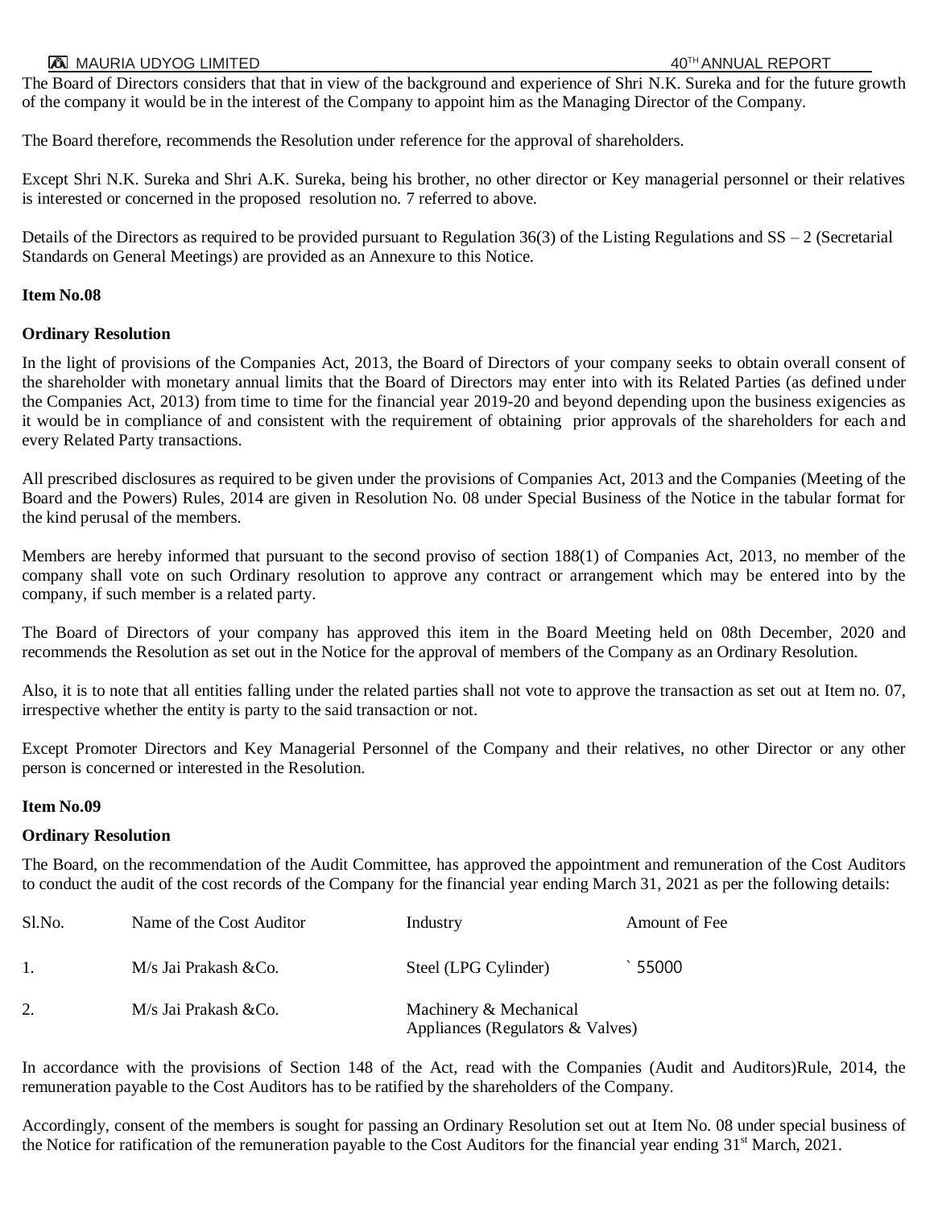The Board of Directors considers that that in view of the background and experience of Shri N.K. Sureka and for the future growth of the company it would be in the interest of the Company to appoint him as the Managing Director of the Company.

The Board therefore, recommends the Resolution under reference for the approval of shareholders.

Except Shri N.K. Sureka and Shri A.K. Sureka, being his brother, no other director or Key managerial personnel or their relatives is interested or concerned in the proposed resolution no. 7 referred to above.

Details of the Directors as required to be provided pursuant to Regulation 36(3) of the Listing Regulations and SS – 2 (Secretarial Standards on General Meetings) are provided as an Annexure to this Notice.

**Item No.08**

**Ordinary Resolution**

In the light of provisions of the Companies Act, 2013, the Board of Directors of your company seeks to obtain overall consent of the shareholder with monetary annual limits that the Board of Directors may enter into with its Related Parties (as defined under the Companies Act, 2013) from time to time for the financial year 2019-20 and beyond depending upon the business exigencies as it would be in compliance of and consistent with the requirement of obtaining prior approvals of the shareholders for each and every Related Party transactions.

All prescribed disclosures as required to be given under the provisions of Companies Act, 2013 and the Companies (Meeting of the Board and the Powers) Rules, 2014 are given in Resolution No. 08 under Special Business of the Notice in the tabular format for the kind perusal of the members.

Members are hereby informed that pursuant to the second proviso of section 188(1) of Companies Act, 2013, no member of the company shall vote on such Ordinary resolution to approve any contract or arrangement which may be entered into by the company, if such member is a related party.

The Board of Directors of your company has approved this item in the Board Meeting held on 08th December, 2020 and recommends the Resolution as set out in the Notice for the approval of members of the Company as an Ordinary Resolution.

Also, it is to note that all entities falling under the related parties shall not vote to approve the transaction as set out at Item no. 07, irrespective whether the entity is party to the said transaction or not.

Except Promoter Directors and Key Managerial Personnel of the Company and their relatives, no other Director or any other person is concerned or interested in the Resolution.

**Item No.09**

**Ordinary Resolution**

The Board, on the recommendation of the Audit Committee, has approved the appointment and remuneration of the Cost Auditors to conduct the audit of the cost records of the Company for the financial year ending March 31, 2021 as per the following details:

| Sl.No. | Name of the Cost Auditor | Industry | Amount of Fee |
|---|---|---|---|
| 1. | M/s Jai Prakash &Co. | Steel (LPG Cylinder) | ` 55000 |
| 2. | M/s Jai Prakash &Co. | Machinery & Mechanical Appliances (Regulators & Valves) | |

In accordance with the provisions of Section 148 of the Act, read with the Companies (Audit and Auditors)Rule, 2014, the remuneration payable to the Cost Auditors has to be ratified by the shareholders of the Company.

Accordingly, consent of the members is sought for passing an Ordinary Resolution set out at Item No. 08 under special business of the Notice for ratification of the remuneration payable to the Cost Auditors for the financial year ending 31st March, 2021.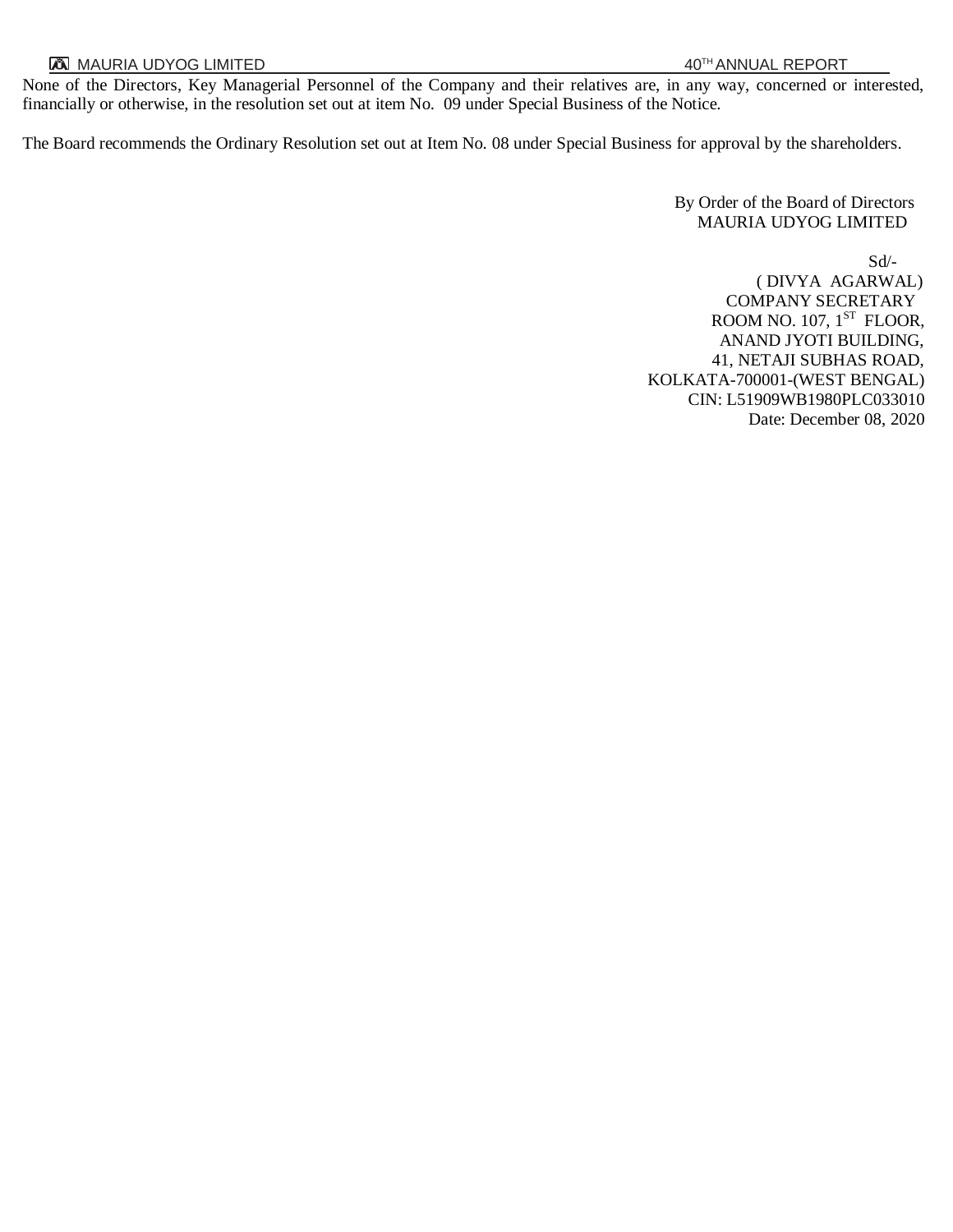None of the Directors, Key Managerial Personnel of the Company and their relatives are, in any way, concerned or interested, financially or otherwise, in the resolution set out at item No. 09 under Special Business of the Notice.

The Board recommends the Ordinary Resolution set out at Item No. 08 under Special Business for approval by the shareholders.

By Order of the Board of Directors
MAURIA UDYOG LIMITED

Sd/-
( DIVYA AGARWAL)
COMPANY SECRETARY
ROOM NO. 107, 1ST FLOOR,
ANAND JYOTI BUILDING,
41, NETAJI SUBHAS ROAD,
KOLKATA-700001-(WEST BENGAL)
CIN: L51909WB1980PLC033010
Date: December 08, 2020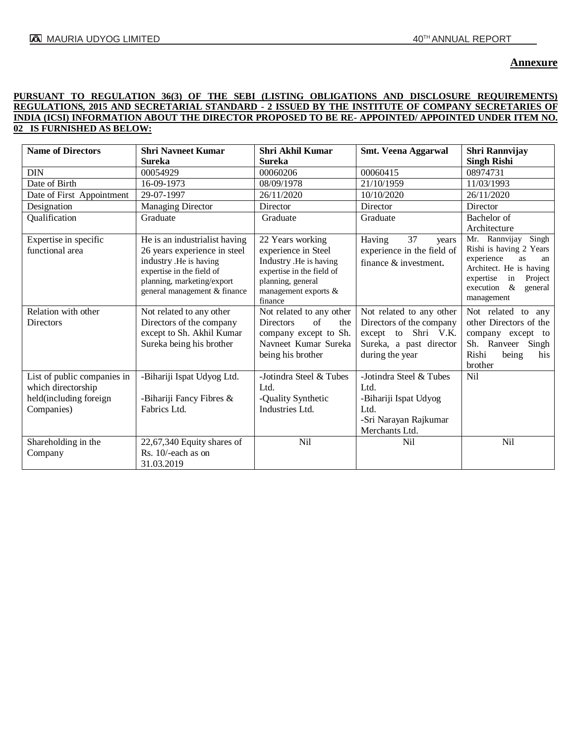## Annexure

**PURSUANT TO REGULATION 36(3) OF THE SEBI (LISTING OBLIGATIONS AND DISCLOSURE REQUIREMENTS) REGULATIONS, 2015 AND SECRETARIAL STANDARD - 2 ISSUED BY THE INSTITUTE OF COMPANY SECRETARIES OF INDIA (ICSI) INFORMATION ABOUT THE DIRECTOR PROPOSED TO BE RE- APPOINTED/ APPOINTED UNDER ITEM NO. 02 IS FURNISHED AS BELOW:**

| Name of Directors | Shri Navneet Kumar Sureka | Shri Akhil Kumar Sureka | Smt. Veena Aggarwal | Shri Rannvijay Singh Rishi |
|---|---|---|---|---|
| DIN | 00054929 | 00060206 | 00060415 | 08974731 |
| Date of Birth | 16-09-1973 | 08/09/1978 | 21/10/1959 | 11/03/1993 |
| Date of First Appointment | 29-07-1997 | 26/11/2020 | 10/10/2020 | 26/11/2020 |
| Designation | Managing Director | Director | Director | Director |
| Qualification | Graduate | Graduate | Graduate | Bachelor of Architecture |
| Expertise in specific functional area | He is an industrialist having 26 years experience in steel industry .He is having expertise in the field of planning, marketing/export general management & finance | 22 Years working experience in Steel Industry .He is having expertise in the field of planning, general management exports & finance | Having 37 years experience in the field of finance & investment. | Mr. Rannvijay Singh Rishi is having 2 Years experience as an Architect. He is having expertise in Project execution & general management |
| Relation with other Directors | Not related to any other Directors of the company except to Sh. Akhil Kumar Sureka being his brother | Not related to any other Directors of the company except to Sh. Navneet Kumar Sureka being his brother | Not related to any other Directors of the company except to Shri V.K. Sureka, a past director during the year | Not related to any other Directors of the company except to Sh. Ranveer Singh Rishi being his brother |
| List of public companies in which directorship held(including foreign Companies) | -Bihariji Ispat Udyog Ltd.<br><br>-Bihariji Fancy Fibres & Fabrics Ltd. | -Jotindra Steel & Tubes Ltd.<br>-Quality Synthetic Industries Ltd. | -Jotindra Steel & Tubes Ltd.<br>-Bihariji Ispat Udyog Ltd.<br>-Sri Narayan Rajkumar Merchants Ltd. | Nil |
| Shareholding in the Company | 22,67,340 Equity shares of Rs. 10/-each as on 31.03.2019 | Nil | Nil | Nil |